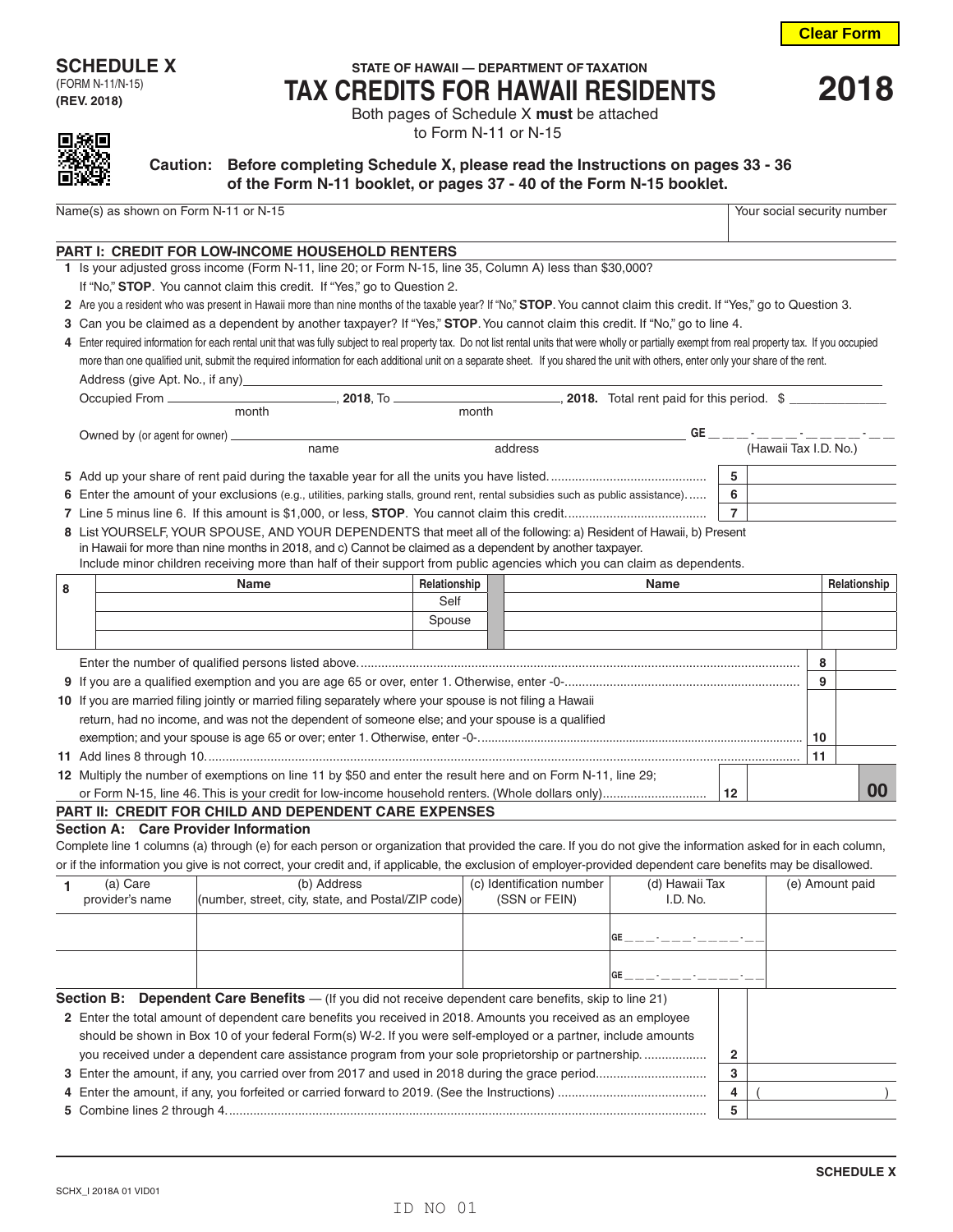**SCHEDULE X**
(FORM N-11/N-15)
**(REV. 2018)**

STATE OF HAWAII — DEPARTMENT OF TAXATION

# TAX CREDITS FOR HAWAII RESIDENTS

# 2018

Both pages of Schedule X **must** be attached to Form N-11 or N-15

**Caution: Before completing Schedule X, please read the Instructions on pages 33 - 36 of the Form N-11 booklet, or pages 37 - 40 of the Form N-15 booklet.**

Name(s) as shown on Form N-11 or N-15 | Your social security number

## PART I: CREDIT FOR LOW-INCOME HOUSEHOLD RENTERS

**1** Is your adjusted gross income (Form N-11, line 20; or Form N-15, line 35, Column A) less than $30,000? If "No," **STOP**. You cannot claim this credit. If "Yes," go to Question 2.

**2** Are you a resident who was present in Hawaii more than nine months of the taxable year? If "No," **STOP**. You cannot claim this credit. If "Yes," go to Question 3.

**3** Can you be claimed as a dependent by another taxpayer? If "Yes," **STOP**. You cannot claim this credit. If "No," go to line 4.

**4** Enter required information for each rental unit that was fully subject to real property tax. Do not list rental units that were wholly or partially exempt from real property tax. If you occupied more than one qualified unit, submit the required information for each additional unit on a separate sheet. If you shared the unit with others, enter only your share of the rent.

Address (give Apt. No., if any) ______________________________

Occupied From ______________ (month), **2018**, To ______________ (month), **2018.** Total rent paid for this period. $ ______________

Owned by (or agent for owner) ______________ (name) ______________ (address) GE __ __ __ - __ __ __ - __ __ __ __ __ - __ __ (Hawaii Tax I.D. No.)

**5** Add up your share of rent paid during the taxable year for all the units you have listed. .......... **5**

**6** Enter the amount of your exclusions (e.g., utilities, parking stalls, ground rent, rental subsidies such as public assistance). .......... **6**

**7** Line 5 minus line 6. If this amount is $1,000, or less, **STOP**. You cannot claim this credit. .......... **7**

**8** List YOURSELF, YOUR SPOUSE, AND YOUR DEPENDENTS that meet all of the following: a) Resident of Hawaii, b) Present in Hawaii for more than nine months in 2018, and c) Cannot be claimed as a dependent by another taxpayer. Include minor children receiving more than half of their support from public agencies which you can claim as dependents.

| Name | Relationship | Name | Relationship |
|---|---|---|---|
| | Self | | |
| | Spouse | | |
| | | | |

Enter the number of qualified persons listed above. .......... **8**

**9** If you are a qualified exemption and you are age 65 or over, enter 1. Otherwise, enter -0-. .......... **9**

**10** If you are married filing jointly or married filing separately where your spouse is not filing a Hawaii return, had no income, and was not the dependent of someone else; and your spouse is a qualified exemption; and your spouse is age 65 or over; enter 1. Otherwise, enter -0-. .......... **10**

**11** Add lines 8 through 10. .......... **11**

**12** Multiply the number of exemptions on line 11 by $50 and enter the result here and on Form N-11, line 29; or Form N-15, line 46. This is your credit for low-income household renters. (Whole dollars only) .......... **12** 00

## PART II: CREDIT FOR CHILD AND DEPENDENT CARE EXPENSES

### Section A: Care Provider Information

Complete line 1 columns (a) through (e) for each person or organization that provided the care. If you do not give the information asked for in each column, or if the information you give is not correct, your credit and, if applicable, the exclusion of employer-provided dependent care benefits may be disallowed.

| 1 (a) Care provider's name | (b) Address (number, street, city, state, and Postal/ZIP code) | (c) Identification number (SSN or FEIN) | (d) Hawaii Tax I.D. No. | (e) Amount paid |
|---|---|---|---|---|
| | | | GE ___-___-_____-__ | |
| | | | GE ___-___-_____-__ | |

### Section B: Dependent Care Benefits — (If you did not receive dependent care benefits, skip to line 21)

**2** Enter the total amount of dependent care benefits you received in 2018. Amounts you received as an employee should be shown in Box 10 of your federal Form(s) W-2. If you were self-employed or a partner, include amounts you received under a dependent care assistance program from your sole proprietorship or partnership. .......... **2**

**3** Enter the amount, if any, you carried over from 2017 and used in 2018 during the grace period .......... **3**

**4** Enter the amount, if any, you forfeited or carried forward to 2019. (See the Instructions) .......... **4** ( )

**5** Combine lines 2 through 4. .......... **5**

**SCHEDULE X**

SCHX_I 2018A 01 VID01

ID NO 01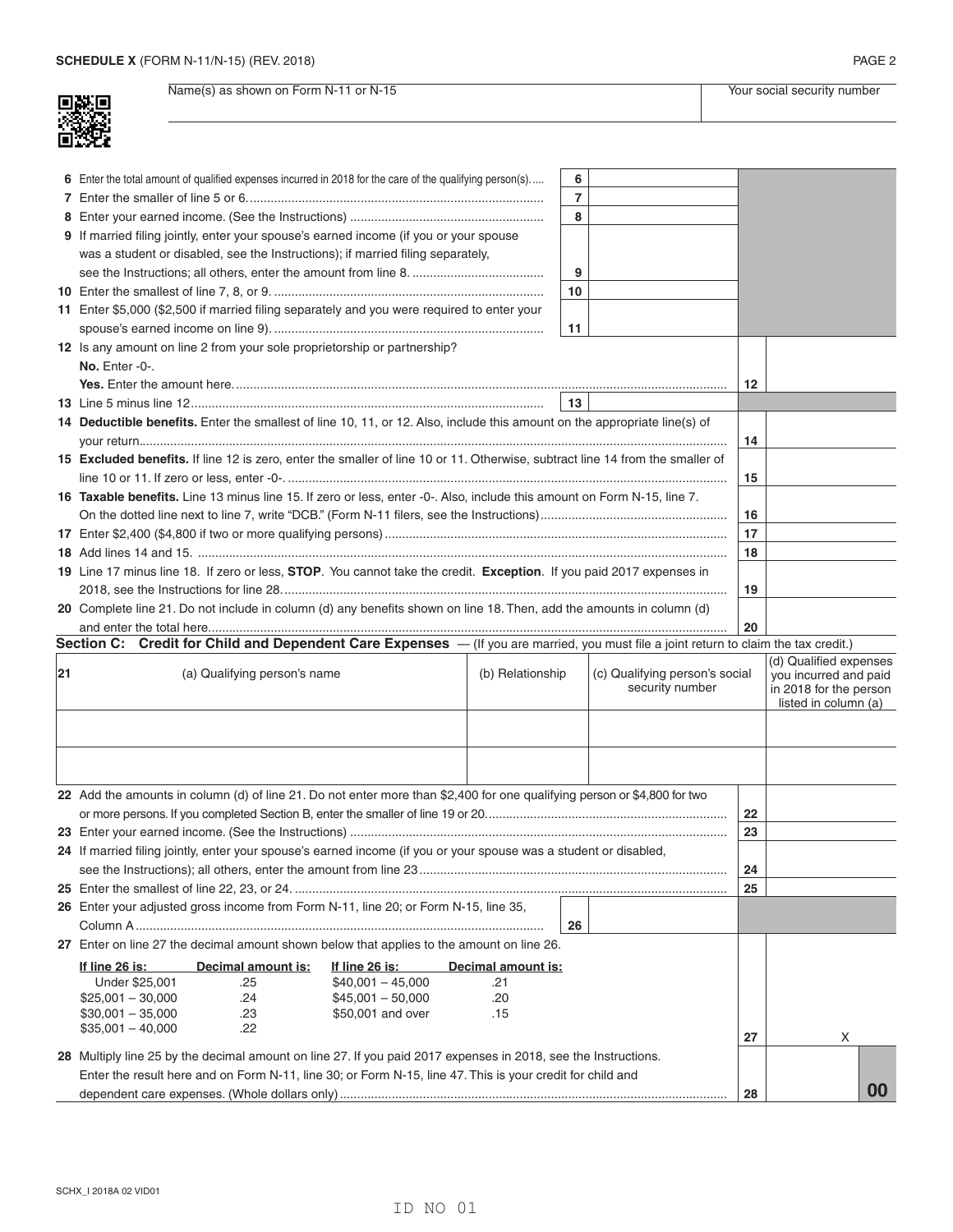**SCHEDULE X** (FORM N-11/N-15) (REV. 2018)

| Name(s) as shown on Form N-11 or N-15 | Your social security number |
|---|---|
| | |

| | | | | |
|---|---|---|---|---|
| **6** Enter the total amount of qualified expenses incurred in 2018 for the care of the qualifying person(s)..... | 6 | | | |
| **7** Enter the smaller of line 5 or 6..................................................................................... | 7 | | | |
| **8** Enter your earned income. (See the Instructions) ....................................................... | 8 | | | |
| **9** If married filing jointly, enter your spouse's earned income (if you or your spouse was a student or disabled, see the Instructions); if married filing separately, see the Instructions; all others, enter the amount from line 8. ..................................... | 9 | | | |
| **10** Enter the smallest of line 7, 8, or 9. ............................................................................ | 10 | | | |
| **11** Enter $5,000 ($2,500 if married filing separately and you were required to enter your spouse's earned income on line 9). .............................................................................. | 11 | | | |
| **12** Is any amount on line 2 from your sole proprietorship or partnership? **No.** Enter -0-. **Yes.** Enter the amount here. ............................................................................................................................................ | | | 12 | |
| **13** Line 5 minus line 12...................................................................................................... | 13 | | | |
| **14** **Deductible benefits.** Enter the smallest of line 10, 11, or 12. Also, include this amount on the appropriate line(s) of your return....................................................................................................................................................... | | | 14 | |
| **15** **Excluded benefits.** If line 12 is zero, enter the smaller of line 10 or 11. Otherwise, subtract line 14 from the smaller of line 10 or 11. If zero or less, enter -0-. ............................................................................................................. | | | 15 | |
| **16** **Taxable benefits.** Line 13 minus line 15. If zero or less, enter -0-. Also, include this amount on Form N-15, line 7. On the dotted line next to line 7, write "DCB." (Form N-11 filers, see the Instructions)..................................................... | | | 16 | |
| **17** Enter $2,400 ($4,800 if two or more qualifying persons) ................................................................................................. | | | 17 | |
| **18** Add lines 14 and 15. ...................................................................................................................................................... | | | 18 | |
| **19** Line 17 minus line 18. If zero or less, **STOP**. You cannot take the credit. **Exception**. If you paid 2017 expenses in 2018, see the Instructions for line 28............................................................................................................................... | | | 19 | |
| **20** Complete line 21. Do not include in column (d) any benefits shown on line 18. Then, add the amounts in column (d) and enter the total here........................................................................................................................................ | | | 20 | |

**Section C: Credit for Child and Dependent Care Expenses** — (If you are married, you must file a joint return to claim the tax credit.)

| 21 (a) Qualifying person's name | (b) Relationship | (c) Qualifying person's social security number | (d) Qualified expenses you incurred and paid in 2018 for the person listed in column (a) |
|---|---|---|---|
| | | | |
| | | | |

| | | | | |
|---|---|---|---|---|
| **22** Add the amounts in column (d) of line 21. Do not enter more than $2,400 for one qualifying person or $4,800 for two or more persons. If you completed Section B, enter the smaller of line 19 or 20.................................................................... | | | 22 | |
| **23** Enter your earned income. (See the Instructions) ........................................................................................................... | | | 23 | |
| **24** If married filing jointly, enter your spouse's earned income (if you or your spouse was a student or disabled, see the Instructions); all others, enter the amount from line 23....................................................................................... | | | 24 | |
| **25** Enter the smallest of line 22, 23, or 24. ........................................................................................................................... | | | 25 | |
| **26** Enter your adjusted gross income from Form N-11, line 20; or Form N-15, line 35, Column A...................................................................................................................... | 26 | | | |
| **27** Enter on line 27 the decimal amount shown below that applies to the amount on line 26. | | | 27 | X |
| **28** Multiply line 25 by the decimal amount on line 27. If you paid 2017 expenses in 2018, see the Instructions. Enter the result here and on Form N-11, line 30; or Form N-15, line 47. This is your credit for child and dependent care expenses. (Whole dollars only)............................................................................................................ | | | 28 | 00 |

| If line 26 is: | Decimal amount is: | If line 26 is: | Decimal amount is: |
|---|---|---|---|
| Under $25,001 | .25 | $40,001 – 45,000 | .21 |
| $25,001 – 30,000 | .24 | $45,001 – 50,000 | .20 |
| $30,001 – 35,000 | .23 | $50,001 and over | .15 |
| $35,001 – 40,000 | .22 | | |

SCHX_I 2018A 02 VID01

ID NO 01